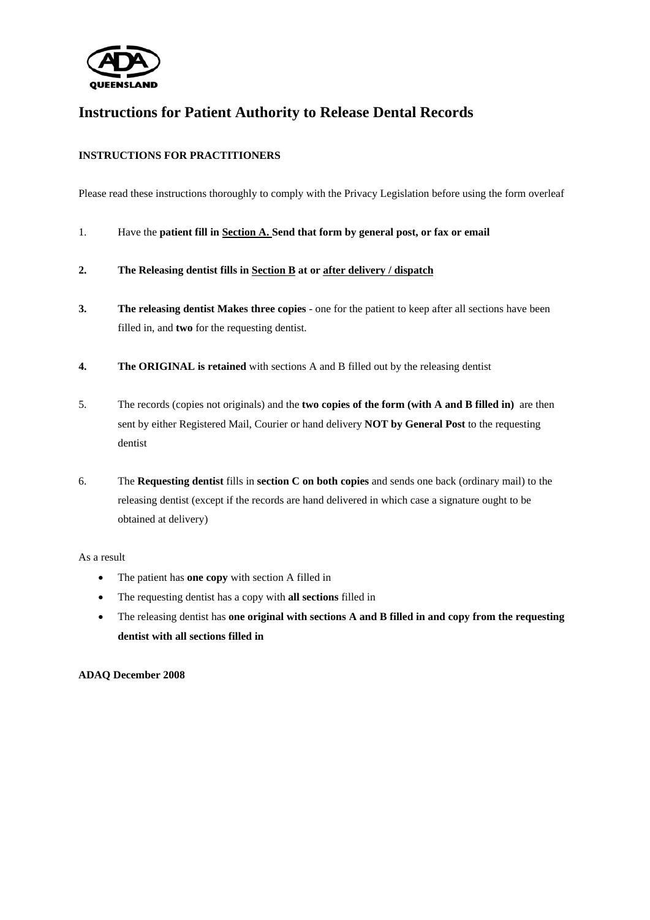ADA QUEENSLAND

# Instructions for Patient Authority to Release Dental Records

**INSTRUCTIONS FOR PRACTITIONERS**

Please read these instructions thoroughly to comply with the Privacy Legislation before using the form overleaf

1. Have the **patient fill in <u>Section A.</u> Send that form by general post, or fax or email**

2. **The Releasing dentist fills in <u>Section B</u> at or <u>after delivery / dispatch</u>**

3. **The releasing dentist Makes three copies** - one for the patient to keep after all sections have been filled in, and **two** for the requesting dentist.

4. **The ORIGINAL is retained** with sections A and B filled out by the releasing dentist

5. The records (copies not originals) and the **two copies of the form (with A and B filled in)** are then sent by either Registered Mail, Courier or hand delivery **NOT by General Post** to the requesting dentist

6. The **Requesting dentist** fills in **section C on both copies** and sends one back (ordinary mail) to the releasing dentist (except if the records are hand delivered in which case a signature ought to be obtained at delivery)

As a result

- The patient has **one copy** with section A filled in
- The requesting dentist has a copy with **all sections** filled in
- The releasing dentist has **one original with sections A and B filled in and copy from the requesting dentist with all sections filled in**

**ADAQ December 2008**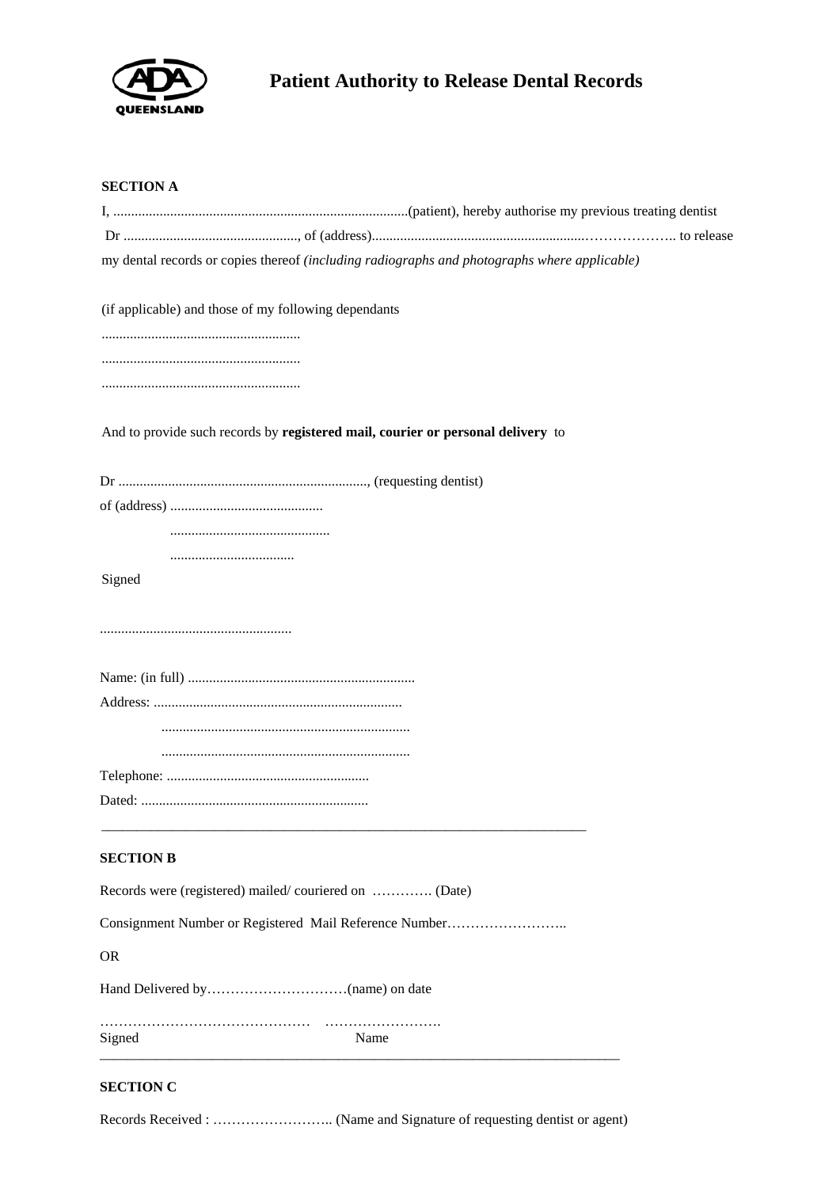**ADA QUEENSLAND**

# Patient Authority to Release Dental Records

**SECTION A**

I, ..................................................................................(patient), hereby authorise my previous treating dentist Dr ................................................, of (address)...........................................................……………….. to release my dental records or copies thereof *(including radiographs and photographs where applicable)*

(if applicable) and those of my following dependants

........................................................

........................................................

........................................................

And to provide such records by **registered mail, courier or personal delivery** to

Dr ......................................................................, (requesting dentist)

of (address) ...........................................

.............................................

...................................

Signed

......................................................

Name: (in full) ................................................................

Address: ......................................................................

......................................................................

......................................................................

Telephone: .........................................................

Dated: ................................................................

---

**SECTION B**

Records were (registered) mailed/ couriered on …………. (Date)

Consignment Number or Registered Mail Reference Number……………………..

OR

Hand Delivered by…………………………(name) on date

………………………………………  …………………….

Signed                    Name

---

**SECTION C**

Records Received : …………………….. (Name and Signature of requesting dentist or agent)